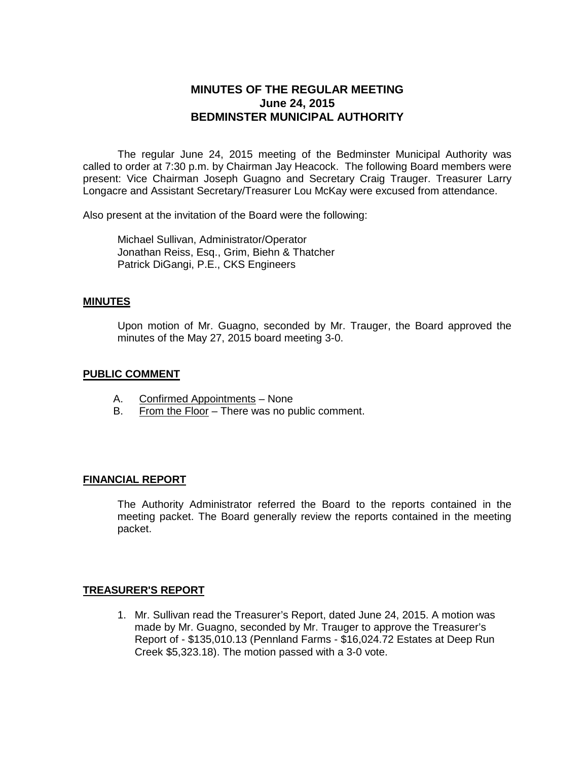**MINUTES OF THE REGULAR MEETING**
**June 24, 2015**
**BEDMINSTER MUNICIPAL AUTHORITY**

The regular June 24, 2015 meeting of the Bedminster Municipal Authority was called to order at 7:30 p.m. by Chairman Jay Heacock. The following Board members were present: Vice Chairman Joseph Guagno and Secretary Craig Trauger. Treasurer Larry Longacre and Assistant Secretary/Treasurer Lou McKay were excused from attendance.

Also present at the invitation of the Board were the following:

Michael Sullivan, Administrator/Operator
Jonathan Reiss, Esq., Grim, Biehn & Thatcher
Patrick DiGangi, P.E., CKS Engineers

## MINUTES

Upon motion of Mr. Guagno, seconded by Mr. Trauger, the Board approved the minutes of the May 27, 2015 board meeting 3-0.

## PUBLIC COMMENT

A. Confirmed Appointments – None
B. From the Floor – There was no public comment.

## FINANCIAL REPORT

The Authority Administrator referred the Board to the reports contained in the meeting packet. The Board generally review the reports contained in the meeting packet.

## TREASURER'S REPORT

1. Mr. Sullivan read the Treasurer's Report, dated June 24, 2015. A motion was made by Mr. Guagno, seconded by Mr. Trauger to approve the Treasurer's Report of - $135,010.13 (Pennland Farms - $16,024.72 Estates at Deep Run Creek $5,323.18). The motion passed with a 3-0 vote.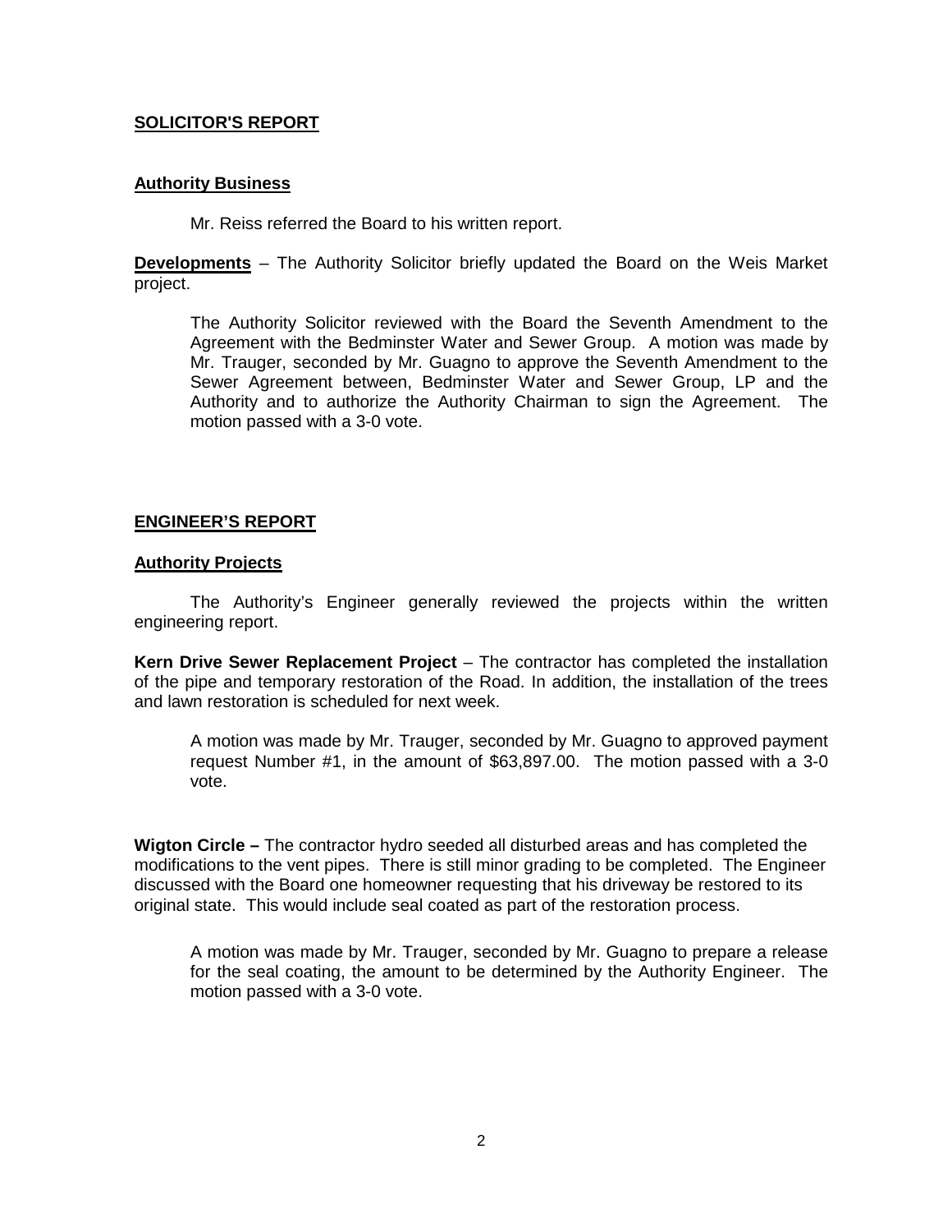## SOLICITOR'S REPORT

### Authority Business

Mr. Reiss referred the Board to his written report.

**Developments** – The Authority Solicitor briefly updated the Board on the Weis Market project.

The Authority Solicitor reviewed with the Board the Seventh Amendment to the Agreement with the Bedminster Water and Sewer Group. A motion was made by Mr. Trauger, seconded by Mr. Guagno to approve the Seventh Amendment to the Sewer Agreement between, Bedminster Water and Sewer Group, LP and the Authority and to authorize the Authority Chairman to sign the Agreement. The motion passed with a 3-0 vote.

## ENGINEER'S REPORT

### Authority Projects

The Authority's Engineer generally reviewed the projects within the written engineering report.

**Kern Drive Sewer Replacement Project** – The contractor has completed the installation of the pipe and temporary restoration of the Road. In addition, the installation of the trees and lawn restoration is scheduled for next week.

A motion was made by Mr. Trauger, seconded by Mr. Guagno to approved payment request Number #1, in the amount of $63,897.00. The motion passed with a 3-0 vote.

**Wigton Circle –** The contractor hydro seeded all disturbed areas and has completed the modifications to the vent pipes. There is still minor grading to be completed. The Engineer discussed with the Board one homeowner requesting that his driveway be restored to its original state. This would include seal coated as part of the restoration process.

A motion was made by Mr. Trauger, seconded by Mr. Guagno to prepare a release for the seal coating, the amount to be determined by the Authority Engineer. The motion passed with a 3-0 vote.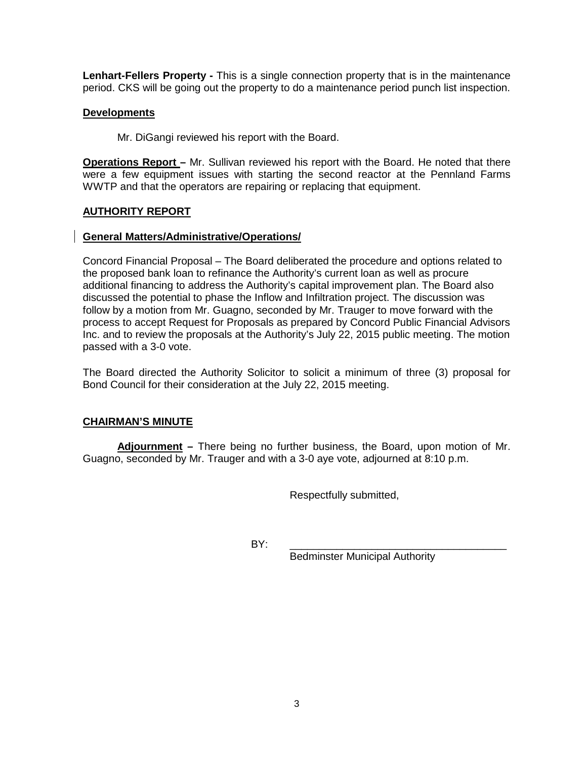**Lenhart-Fellers Property -** This is a single connection property that is in the maintenance period. CKS will be going out the property to do a maintenance period punch list inspection.

**Developments**

Mr. DiGangi reviewed his report with the Board.

**Operations Report –** Mr. Sullivan reviewed his report with the Board. He noted that there were a few equipment issues with starting the second reactor at the Pennland Farms WWTP and that the operators are repairing or replacing that equipment.

**AUTHORITY REPORT**

**General Matters/Administrative/Operations/**

Concord Financial Proposal – The Board deliberated the procedure and options related to the proposed bank loan to refinance the Authority's current loan as well as procure additional financing to address the Authority's capital improvement plan. The Board also discussed the potential to phase the Inflow and Infiltration project. The discussion was follow by a motion from Mr. Guagno, seconded by Mr. Trauger to move forward with the process to accept Request for Proposals as prepared by Concord Public Financial Advisors Inc. and to review the proposals at the Authority's July 22, 2015 public meeting. The motion passed with a 3-0 vote.

The Board directed the Authority Solicitor to solicit a minimum of three (3) proposal for Bond Council for their consideration at the July 22, 2015 meeting.

**CHAIRMAN'S MINUTE**

**Adjournment –** There being no further business, the Board, upon motion of Mr. Guagno, seconded by Mr. Trauger and with a 3-0 aye vote, adjourned at 8:10 p.m.

Respectfully submitted,

BY: ______________________________________

Bedminster Municipal Authority